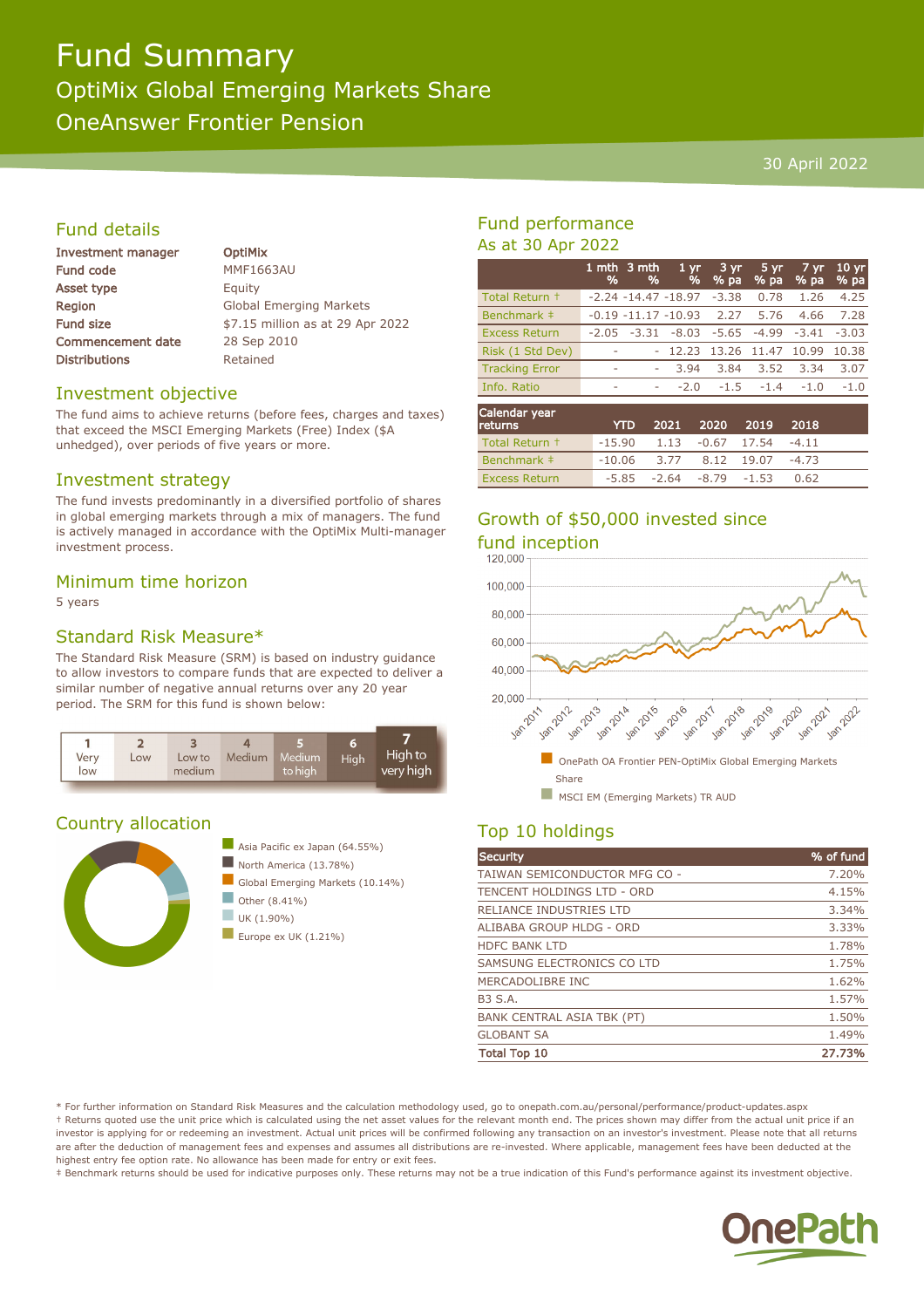# Fund Summary

## OptiMix Global Emerging Markets Share

## OneAnswer Frontier Pension

30 April 2022

## Fund details

| | |
|---|---|
| **Investment manager** | **OptiMix** |
| **Fund code** | MMF1663AU |
| **Asset type** | Equity |
| **Region** | Global Emerging Markets |
| **Fund size** | $7.15 million as at 29 Apr 2022 |
| **Commencement date** | 28 Sep 2010 |
| **Distributions** | Retained |

## Investment objective

The fund aims to achieve returns (before fees, charges and taxes) that exceed the MSCI Emerging Markets (Free) Index ($A unhedged), over periods of five years or more.

## Investment strategy

The fund invests predominantly in a diversified portfolio of shares in global emerging markets through a mix of managers. The fund is actively managed in accordance with the OptiMix Multi-manager investment process.

## Minimum time horizon

5 years

## Standard Risk Measure*

The Standard Risk Measure (SRM) is based on industry guidance to allow investors to compare funds that are expected to deliver a similar number of negative annual returns over any 20 year period. The SRM for this fund is shown below:

| 1 | 2 | 3 | 4 | 5 | 6 | 7 |
|---|---|---|---|---|---|---|
| Very low | Low | Low to medium | Medium | Medium to high | High | **High to very high** |

## Country allocation

- Asia Pacific ex Japan (64.55%)
- North America (13.78%)
- Global Emerging Markets (10.14%)
- Other (8.41%)
- UK (1.90%)
- Europe ex UK (1.21%)

## Fund performance

### As at 30 Apr 2022

| | 1 mth % | 3 mth % | 1 yr % | 3 yr % pa | 5 yr % pa | 7 yr % pa | 10 yr % pa |
|---|---|---|---|---|---|---|---|
| Total Return † | -2.24 | -14.47 | -18.97 | -3.38 | 0.78 | 1.26 | 4.25 |
| Benchmark ‡ | -0.19 | -11.17 | -10.93 | 2.27 | 5.76 | 4.66 | 7.28 |
| Excess Return | -2.05 | -3.31 | -8.03 | -5.65 | -4.99 | -3.41 | -3.03 |
| Risk (1 Std Dev) | - | - | 12.23 | 13.26 | 11.47 | 10.99 | 10.38 |
| Tracking Error | - | - | 3.94 | 3.84 | 3.52 | 3.34 | 3.07 |
| Info. Ratio | - | - | -2.0 | -1.5 | -1.4 | -1.0 | -1.0 |

| Calendar year returns | YTD | 2021 | 2020 | 2019 | 2018 |
|---|---|---|---|---|---|
| Total Return † | -15.90 | 1.13 | -0.67 | 17.54 | -4.11 |
| Benchmark ‡ | -10.06 | 3.77 | 8.12 | 19.07 | -4.73 |
| Excess Return | -5.85 | -2.64 | -8.79 | -1.53 | 0.62 |

## Growth of $50,000 invested since fund inception

- OnePath OA Frontier PEN-OptiMix Global Emerging Markets Share
- MSCI EM (Emerging Markets) TR AUD

## Top 10 holdings

| Security | % of fund |
|---|---|
| TAIWAN SEMICONDUCTOR MFG CO - | 7.20% |
| TENCENT HOLDINGS LTD - ORD | 4.15% |
| RELIANCE INDUSTRIES LTD | 3.34% |
| ALIBABA GROUP HLDG - ORD | 3.33% |
| HDFC BANK LTD | 1.78% |
| SAMSUNG ELECTRONICS CO LTD | 1.75% |
| MERCADOLIBRE INC | 1.62% |
| B3 S.A. | 1.57% |
| BANK CENTRAL ASIA TBK (PT) | 1.50% |
| GLOBANT SA | 1.49% |
| **Total Top 10** | **27.73%** |

* For further information on Standard Risk Measures and the calculation methodology used, go to onepath.com.au/personal/performance/product-updates.aspx
† Returns quoted use the unit price which is calculated using the net asset values for the relevant month end. The prices shown may differ from the actual unit price if an investor is applying for or redeeming an investment. Actual unit prices will be confirmed following any transaction on an investor's investment. Please note that all returns are after the deduction of management fees and expenses and assumes all distributions are re-invested. Where applicable, management fees have been deducted at the highest entry fee option rate. No allowance has been made for entry or exit fees.
‡ Benchmark returns should be used for indicative purposes only. These returns may not be a true indication of this Fund's performance against its investment objective.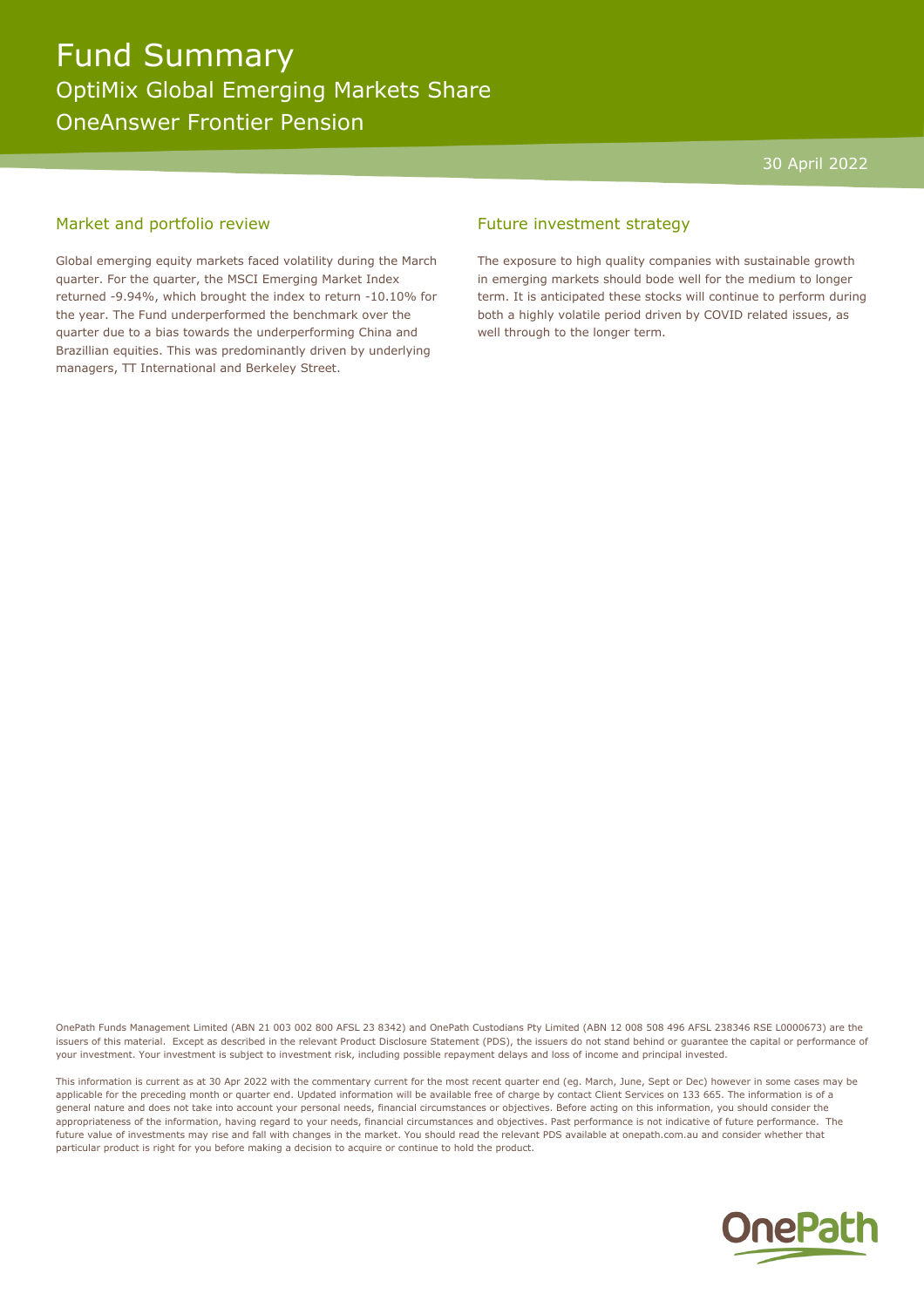# Fund Summary

## OptiMix Global Emerging Markets Share

## OneAnswer Frontier Pension

30 April 2022

### Market and portfolio review

Global emerging equity markets faced volatility during the March quarter. For the quarter, the MSCI Emerging Market Index returned -9.94%, which brought the index to return -10.10% for the year. The Fund underperformed the benchmark over the quarter due to a bias towards the underperforming China and Brazillian equities. This was predominantly driven by underlying managers, TT International and Berkeley Street.

### Future investment strategy

The exposure to high quality companies with sustainable growth in emerging markets should bode well for the medium to longer term. It is anticipated these stocks will continue to perform during both a highly volatile period driven by COVID related issues, as well through to the longer term.

OnePath Funds Management Limited (ABN 21 003 002 800 AFSL 23 8342) and OnePath Custodians Pty Limited (ABN 12 008 508 496 AFSL 238346 RSE L0000673) are the issuers of this material. Except as described in the relevant Product Disclosure Statement (PDS), the issuers do not stand behind or guarantee the capital or performance of your investment. Your investment is subject to investment risk, including possible repayment delays and loss of income and principal invested.

This information is current as at 30 Apr 2022 with the commentary current for the most recent quarter end (eg. March, June, Sept or Dec) however in some cases may be applicable for the preceding month or quarter end. Updated information will be available free of charge by contact Client Services on 133 665. The information is of a general nature and does not take into account your personal needs, financial circumstances or objectives. Before acting on this information, you should consider the appropriateness of the information, having regard to your needs, financial circumstances and objectives. Past performance is not indicative of future performance. The future value of investments may rise and fall with changes in the market. You should read the relevant PDS available at onepath.com.au and consider whether that particular product is right for you before making a decision to acquire or continue to hold the product.

OnePath